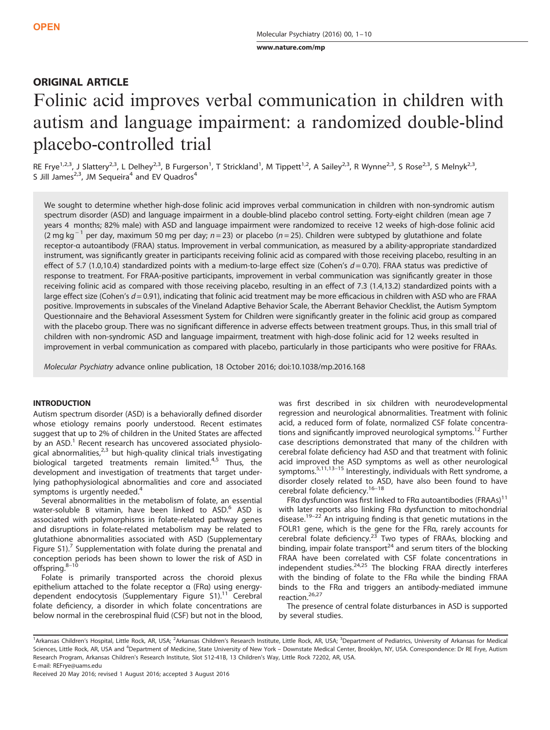OPEN

## ORIGINAL ARTICLE

# Folinic acid improves verbal communication in children with autism and language impairment: a randomized double-blind placebo-controlled trial

RE Frye[1,2,3], J Slattery[2,3], L Delhey[2,3], B Furgerson[1], T Strickland[1], M Tippett[1,2], A Sailey[2,3], R Wynne[2,3], S Rose[2,3], S Melnyk[2,3], S Jill James[2,3], JM Sequeira[4] and EV Quadros[4]

We sought to determine whether high-dose folinic acid improves verbal communication in children with non-syndromic autism spectrum disorder (ASD) and language impairment in a double-blind placebo control setting. Forty-eight children (mean age 7 years 4 months; 82% male) with ASD and language impairment were randomized to receive 12 weeks of high-dose folinic acid (2 mg $kg^{-1}$ per day, maximum 50 mg per day; $n = 23$) or placebo ($n = 25$). Children were subtyped by glutathione and folate receptor-α autoantibody (FRAA) status. Improvement in verbal communication, as measured by a ability-appropriate standardized instrument, was significantly greater in participants receiving folinic acid as compared with those receiving placebo, resulting in an effect of 5.7 (1.0,10.4) standardized points with a medium-to-large effect size (Cohen's $d = 0.70$). FRAA status was predictive of response to treatment. For FRAA-positive participants, improvement in verbal communication was significantly greater in those receiving folinic acid as compared with those receiving placebo, resulting in an effect of 7.3 (1.4,13.2) standardized points with a large effect size (Cohen's $d = 0.91$), indicating that folinic acid treatment may be more efficacious in children with ASD who are FRAA positive. Improvements in subscales of the Vineland Adaptive Behavior Scale, the Aberrant Behavior Checklist, the Autism Symptom Questionnaire and the Behavioral Assessment System for Children were significantly greater in the folinic acid group as compared with the placebo group. There was no significant difference in adverse effects between treatment groups. Thus, in this small trial of children with non-syndromic ASD and language impairment, treatment with high-dose folinic acid for 12 weeks resulted in improvement in verbal communication as compared with placebo, particularly in those participants who were positive for FRAAs.

*Molecular Psychiatry* advance online publication, 18 October 2016; doi:10.1038/mp.2016.168

## INTRODUCTION

Autism spectrum disorder (ASD) is a behaviorally defined disorder whose etiology remains poorly understood. Recent estimates suggest that up to 2% of children in the United States are affected by an ASD.[1] Recent research has uncovered associated physiological abnormalities,[2,3] but high-quality clinical trials investigating biological targeted treatments remain limited.[4,5] Thus, the development and investigation of treatments that target underlying pathophysiological abnormalities and core and associated symptoms is urgently needed.[4]

Several abnormalities in the metabolism of folate, an essential water-soluble B vitamin, have been linked to ASD.[6] ASD is associated with polymorphisms in folate-related pathway genes and disruptions in folate-related metabolism may be related to glutathione abnormalities associated with ASD (Supplementary Figure S1).[7] Supplementation with folate during the prenatal and conception periods has been shown to lower the risk of ASD in offspring.[8–10]

Folate is primarily transported across the choroid plexus epithelium attached to the folate receptor α (FRα) using energy-dependent endocytosis (Supplementary Figure S1).[11] Cerebral folate deficiency, a disorder in which folate concentrations are below normal in the cerebrospinal fluid (CSF) but not in the blood, was first described in six children with neurodevelopmental regression and neurological abnormalities. Treatment with folinic acid, a reduced form of folate, normalized CSF folate concentrations and significantly improved neurological symptoms.[12] Further case descriptions demonstrated that many of the children with cerebral folate deficiency had ASD and that treatment with folinic acid improved the ASD symptoms as well as other neurological symptoms.[5,11,13–15] Interestingly, individuals with Rett syndrome, a disorder closely related to ASD, have also been found to have cerebral folate deficiency.[16–18]

FRα dysfunction was first linked to FRα autoantibodies (FRAAs)[11] with later reports also linking FRα dysfunction to mitochondrial disease.[19–22] An intriguing finding is that genetic mutations in the FOLR1 gene, which is the gene for the FRα, rarely accounts for cerebral folate deficiency.[23] Two types of FRAAs, blocking and binding, impair folate transport[24] and serum titers of the blocking FRAA have been correlated with CSF folate concentrations in independent studies.[24,25] The blocking FRAA directly interferes with the binding of folate to the FRα while the binding FRAA binds to the FRα and triggers an antibody-mediated immune reaction.[26,27]

The presence of central folate disturbances in ASD is supported by several studies.

[1]Arkansas Children's Hospital, Little Rock, AR, USA; [2]Arkansas Children's Research Institute, Little Rock, AR, USA; [3]Department of Pediatrics, University of Arkansas for Medical Sciences, Little Rock, AR, USA and [4]Department of Medicine, State University of New York – Downstate Medical Center, Brooklyn, NY, USA. Correspondence: Dr RE Frye, Autism Research Program, Arkansas Children's Research Institute, Slot 512-41B, 13 Children's Way, Little Rock 72202, AR, USA.
E-mail: REFrye@uams.edu

Received 20 May 2016; revised 1 August 2016; accepted 3 August 2016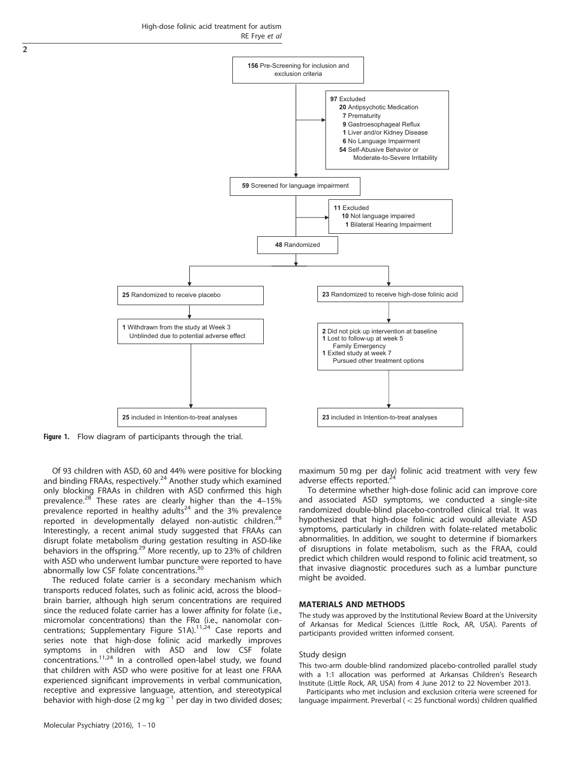156 Pre-Screening for inclusion and exclusion criteria

97 Excluded
- 20 Antipsychotic Medication
- 7 Prematurity
- 9 Gastroesophageal Reflux
- 1 Liver and/or Kidney Disease
- 6 No Language Impairment
- 54 Self-Abusive Behavior or Moderate-to-Severe Irritability

59 Screened for language impairment

11 Excluded
- 10 Not language impaired
- 1 Bilateral Hearing Impairment

48 Randomized

25 Randomized to receive placebo

1 Withdrawn from the study at Week 3 Unblinded due to potential adverse effect

25 included in Intention-to-treat analyses

23 Randomized to receive high-dose folinic acid

2 Did not pick up intervention at baseline
1 Lost to follow-up at week 5 Family Emergency
1 Exited study at week 7 Pursued other treatment options

23 included in Intention-to-treat analyses

**Figure 1.** Flow diagram of participants through the trial.

Of 93 children with ASD, 60 and 44% were positive for blocking and binding FRAAs, respectively.[24] Another study which examined only blocking FRAAs in children with ASD confirmed this high prevalence.[28] These rates are clearly higher than the 4–15% prevalence reported in healthy adults[24] and the 3% prevalence reported in developmentally delayed non-autistic children.[28] Interestingly, a recent animal study suggested that FRAAs can disrupt folate metabolism during gestation resulting in ASD-like behaviors in the offspring.[29] More recently, up to 23% of children with ASD who underwent lumbar puncture were reported to have abnormally low CSF folate concentrations.[30]

The reduced folate carrier is a secondary mechanism which transports reduced folates, such as folinic acid, across the blood–brain barrier, although high serum concentrations are required since the reduced folate carrier has a lower affinity for folate (i.e., micromolar concentrations) than the FRα (i.e., nanomolar concentrations; Supplementary Figure S1A).[11,24] Case reports and series note that high-dose folinic acid markedly improves symptoms in children with ASD and low CSF folate concentrations.[11,24] In a controlled open-label study, we found that children with ASD who were positive for at least one FRAA experienced significant improvements in verbal communication, receptive and expressive language, attention, and stereotypical behavior with high-dose (2 mg $kg^{-1}$ per day in two divided doses; maximum 50 mg per day) folinic acid treatment with very few adverse effects reported.[24]

To determine whether high-dose folinic acid can improve core and associated ASD symptoms, we conducted a single-site randomized double-blind placebo-controlled clinical trial. It was hypothesized that high-dose folinic acid would alleviate ASD symptoms, particularly in children with folate-related metabolic abnormalities. In addition, we sought to determine if biomarkers of disruptions in folate metabolism, such as the FRAA, could predict which children would respond to folinic acid treatment, so that invasive diagnostic procedures such as a lumbar puncture might be avoided.

## MATERIALS AND METHODS

The study was approved by the Institutional Review Board at the University of Arkansas for Medical Sciences (Little Rock, AR, USA). Parents of participants provided written informed consent.

### Study design

This two-arm double-blind randomized placebo-controlled parallel study with a 1:1 allocation was performed at Arkansas Children's Research Institute (Little Rock, AR, USA) from 4 June 2012 to 22 November 2013.

Participants who met inclusion and exclusion criteria were screened for language impairment. Preverbal ( < 25 functional words) children qualified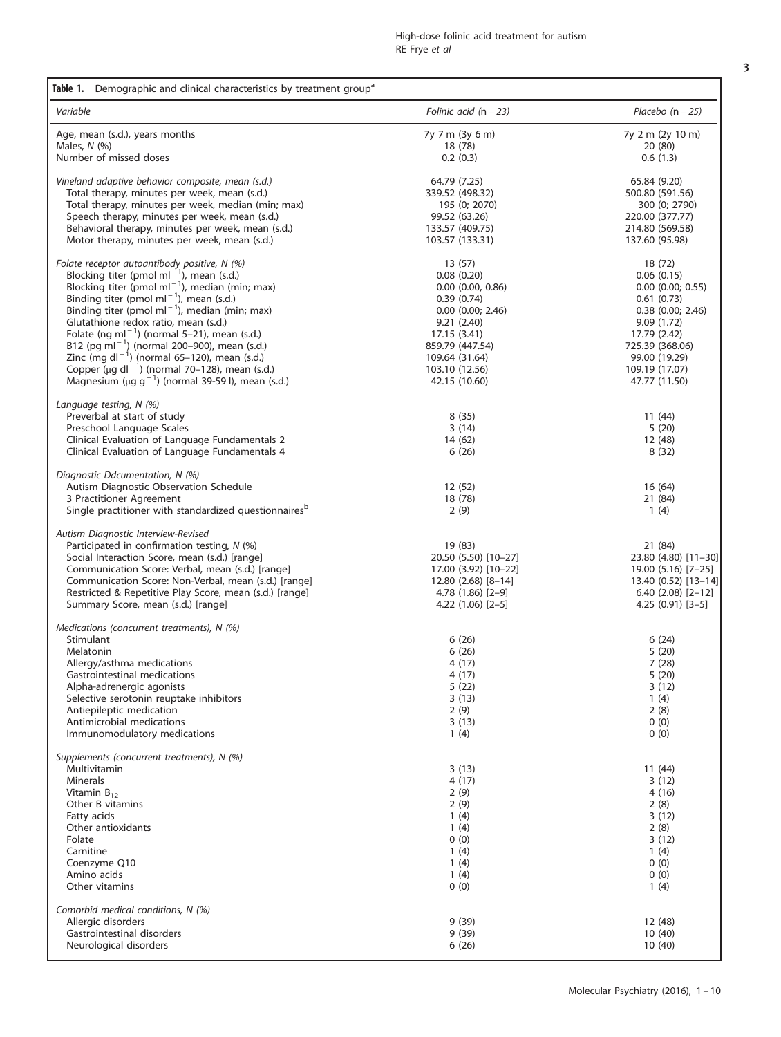**Table 1.** Demographic and clinical characteristics by treatment group[a]

| *Variable* | *Folinic acid (n = 23)* | *Placebo (n = 25)* |
|---|---|---|
| Age, mean (s.d.), years months | 7y 7 m (3y 6 m) | 7y 2 m (2y 10 m) |
| Males, *N* (%) | 18 (78) | 20 (80) |
| Number of missed doses | 0.2 (0.3) | 0.6 (1.3) |
| *Vineland adaptive behavior composite, mean (s.d.)* | 64.79 (7.25) | 65.84 (9.20) |
| Total therapy, minutes per week, mean (s.d.) | 339.52 (498.32) | 500.80 (591.56) |
| Total therapy, minutes per week, median (min; max) | 195 (0; 2070) | 300 (0; 2790) |
| Speech therapy, minutes per week, mean (s.d.) | 99.52 (63.26) | 220.00 (377.77) |
| Behavioral therapy, minutes per week, mean (s.d.) | 133.57 (409.75) | 214.80 (569.58) |
| Motor therapy, minutes per week, mean (s.d.) | 103.57 (133.31) | 137.60 (95.98) |
| *Folate receptor autoantibody positive, N (%)* | 13 (57) | 18 (72) |
| Blocking titer (pmol $ml^{-1}$), mean (s.d.) | 0.08 (0.20) | 0.06 (0.15) |
| Blocking titer (pmol $ml^{-1}$), median (min; max) | 0.00 (0.00, 0.86) | 0.00 (0.00; 0.55) |
| Binding titer (pmol $ml^{-1}$), mean (s.d.) | 0.39 (0.74) | 0.61 (0.73) |
| Binding titer (pmol $ml^{-1}$), median (min; max) | 0.00 (0.00; 2.46) | 0.38 (0.00; 2.46) |
| Glutathione redox ratio, mean (s.d.) | 9.21 (2.40) | 9.09 (1.72) |
| Folate (ng $ml^{-1}$) (normal 5–21), mean (s.d.) | 17.15 (3.41) | 17.79 (2.42) |
| B12 (pg $ml^{-1}$) (normal 200–900), mean (s.d.) | 859.79 (447.54) | 725.39 (368.06) |
| Zinc (mg $dl^{-1}$) (normal 65–120), mean (s.d.) | 109.64 (31.64) | 99.00 (19.29) |
| Copper (μg $dl^{-1}$) (normal 70–128), mean (s.d.) | 103.10 (12.56) | 109.19 (17.07) |
| Magnesium (μg $g^{-1}$) (normal 39-59 l), mean (s.d.) | 42.15 (10.60) | 47.77 (11.50) |
| *Language testing, N (%)* | | |
| Preverbal at start of study | 8 (35) | 11 (44) |
| Preschool Language Scales | 3 (14) | 5 (20) |
| Clinical Evaluation of Language Fundamentals 2 | 14 (62) | 12 (48) |
| Clinical Evaluation of Language Fundamentals 4 | 6 (26) | 8 (32) |
| *Diagnostic Ddcumentation, N (%)* | | |
| Autism Diagnostic Observation Schedule | 12 (52) | 16 (64) |
| 3 Practitioner Agreement | 18 (78) | 21 (84) |
| Single practitioner with standardized questionnaires[b] | 2 (9) | 1 (4) |
| *Autism Diagnostic Interview-Revised* | | |
| Participated in confirmation testing, *N* (%) | 19 (83) | 21 (84) |
| Social Interaction Score, mean (s.d.) [range] | 20.50 (5.50) [10–27] | 23.80 (4.80) [11–30] |
| Communication Score: Verbal, mean (s.d.) [range] | 17.00 (3.92) [10–22] | 19.00 (5.16) [7–25] |
| Communication Score: Non-Verbal, mean (s.d.) [range] | 12.80 (2.68) [8–14] | 13.40 (0.52) [13–14] |
| Restricted & Repetitive Play Score, mean (s.d.) [range] | 4.78 (1.86) [2–9] | 6.40 (2.08) [2–12] |
| Summary Score, mean (s.d.) [range] | 4.22 (1.06) [2–5] | 4.25 (0.91) [3–5] |
| *Medications (concurrent treatments), N (%)* | | |
| Stimulant | 6 (26) | 6 (24) |
| Melatonin | 6 (26) | 5 (20) |
| Allergy/asthma medications | 4 (17) | 7 (28) |
| Gastrointestinal medications | 4 (17) | 5 (20) |
| Alpha-adrenergic agonists | 5 (22) | 3 (12) |
| Selective serotonin reuptake inhibitors | 3 (13) | 1 (4) |
| Antiepileptic medication | 2 (9) | 2 (8) |
| Antimicrobial medications | 3 (13) | 0 (0) |
| Immunomodulatory medications | 1 (4) | 0 (0) |
| *Supplements (concurrent treatments), N (%)* | | |
| Multivitamin | 3 (13) | 11 (44) |
| Minerals | 4 (17) | 3 (12) |
| Vitamin $B_{12}$ | 2 (9) | 4 (16) |
| Other B vitamins | 2 (9) | 2 (8) |
| Fatty acids | 1 (4) | 3 (12) |
| Other antioxidants | 1 (4) | 2 (8) |
| Folate | 0 (0) | 3 (12) |
| Carnitine | 1 (4) | 1 (4) |
| Coenzyme Q10 | 1 (4) | 0 (0) |
| Amino acids | 1 (4) | 0 (0) |
| Other vitamins | 0 (0) | 1 (4) |
| *Comorbid medical conditions, N (%)* | | |
| Allergic disorders | 9 (39) | 12 (48) |
| Gastrointestinal disorders | 9 (39) | 10 (40) |
| Neurological disorders | 6 (26) | 10 (40) |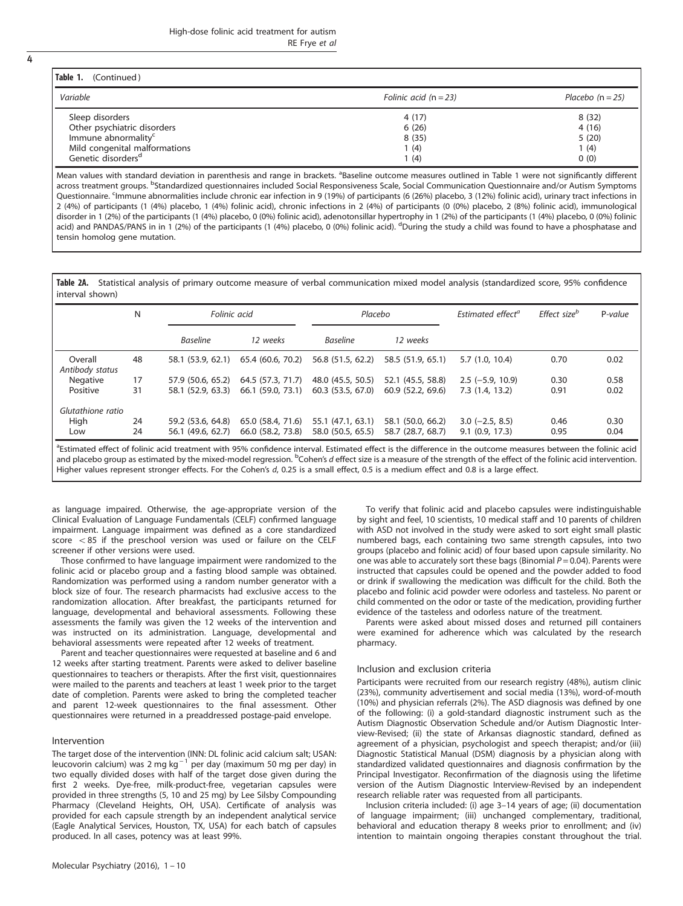**Table 1.** (Continued)

| Variable | Folic acid (n = 23) | Placebo (n = 25) |
|---|---|---|
| Sleep disorders | 4 (17) | 8 (32) |
| Other psychiatric disorders | 6 (26) | 4 (16) |
| Immune abnormality[c] | 8 (35) | 5 (20) |
| Mild congenital malformations | 1 (4) | 1 (4) |
| Genetic disorders[d] | 1 (4) | 0 (0) |

Mean values with standard deviation in parenthesis and range in brackets. [a]Baseline outcome measures outlined in Table 1 were not significantly different across treatment groups. [b]Standardized questionnaires included Social Responsiveness Scale, Social Communication Questionnaire and/or Autism Symptoms Questionnaire. [c]Immune abnormalities include chronic ear infection in 9 (19%) of participants (6 (26%) placebo, 3 (12%) folinic acid), urinary tract infections in 2 (4%) of participants (1 (4%) placebo, 1 (4%) folinic acid), chronic infections in 2 (4%) of participants (0 (0%) placebo, 2 (8%) folinic acid), immunological disorder in 1 (2%) of the participants (1 (4%) placebo, 0 (0%) folinic acid), adenotonsillar hypertrophy in 1 (2%) of the participants (1 (4%) placebo, 0 (0%) folinic acid) and PANDAS/PANS in in 1 (2%) of the participants (1 (4%) placebo, 0 (0%) folinic acid). [d]During the study a child was found to have a phosphatase and tensin homolog gene mutation.

**Table 2A.** Statistical analysis of primary outcome measure of verbal communication mixed model analysis (standardized score, 95% confidence interval shown)

| | N | Folinic acid | | Placebo | | Estimated effect[a] | Effect size[b] | P-value |
|---|---|---|---|---|---|---|---|---|
| | | Baseline | 12 weeks | Baseline | 12 weeks | | | |
| Overall | 48 | 58.1 (53.9, 62.1) | 65.4 (60.6, 70.2) | 56.8 (51.5, 62.2) | 58.5 (51.9, 65.1) | 5.7 (1.0, 10.4) | 0.70 | 0.02 |
| *Antibody status* | | | | | | | | |
| Negative | 17 | 57.9 (50.6, 65.2) | 64.5 (57.3, 71.7) | 48.0 (45.5, 50.5) | 52.1 (45.5, 58.8) | 2.5 (−5.9, 10.9) | 0.30 | 0.58 |
| Positive | 31 | 58.1 (52.9, 63.3) | 66.1 (59.0, 73.1) | 60.3 (53.5, 67.0) | 60.9 (52.2, 69.6) | 7.3 (1.4, 13.2) | 0.91 | 0.02 |
| *Glutathione ratio* | | | | | | | | |
| High | 24 | 59.2 (53.6, 64.8) | 65.0 (58.4, 71.6) | 55.1 (47.1, 63.1) | 58.1 (50.0, 66.2) | 3.0 (−2.5, 8.5) | 0.46 | 0.30 |
| Low | 24 | 56.1 (49.6, 62.7) | 66.0 (58.2, 73.8) | 58.0 (50.5, 65.5) | 58.7 (28.7, 68.7) | 9.1 (0.9, 17.3) | 0.95 | 0.04 |

[a]Estimated effect of folinic acid treatment with 95% confidence interval. Estimated effect is the difference in the outcome measures between the folinic acid and placebo group as estimated by the mixed-model regression. [b]Cohen's $d$ effect size is a measure of the strength of the effect of the folinic acid intervention. Higher values represent stronger effects. For the Cohen's $d$, 0.25 is a small effect, 0.5 is a medium effect and 0.8 is a large effect.

as language impaired. Otherwise, the age-appropriate version of the Clinical Evaluation of Language Fundamentals (CELF) confirmed language impairment. Language impairment was defined as a core standardized score $<85$ if the preschool version was used or failure on the CELF screener if other versions were used.

Those confirmed to have language impairment were randomized to the folinic acid or placebo group and a fasting blood sample was obtained. Randomization was performed using a random number generator with a block size of four. The research pharmacists had exclusive access to the randomization allocation. After breakfast, the participants returned for language, developmental and behavioral assessments. Following these assessments the family was given the 12 weeks of the intervention and was instructed on its administration. Language, developmental and behavioral assessments were repeated after 12 weeks of treatment.

Parent and teacher questionnaires were requested at baseline and 6 and 12 weeks after starting treatment. Parents were asked to deliver baseline questionnaires to teachers or therapists. After the first visit, questionnaires were mailed to the parents and teachers at least 1 week prior to the target date of completion. Parents were asked to bring the completed teacher and parent 12-week questionnaires to the final assessment. Other questionnaires were returned in a preaddressed postage-paid envelope.

### Intervention

The target dose of the intervention (INN: DL folinic acid calcium salt; USAN: leucovorin calcium) was 2 mg $kg^{-1}$ per day (maximum 50 mg per day) in two equally divided doses with half of the target dose given during the first 2 weeks. Dye-free, milk-product-free, vegetarian capsules were provided in three strengths (5, 10 and 25 mg) by Lee Silsby Compounding Pharmacy (Cleveland Heights, OH, USA). Certificate of analysis was provided for each capsule strength by an independent analytical service (Eagle Analytical Services, Houston, TX, USA) for each batch of capsules produced. In all cases, potency was at least 99%.

To verify that folinic acid and placebo capsules were indistinguishable by sight and feel, 10 scientists, 10 medical staff and 10 parents of children with ASD not involved in the study were asked to sort eight small plastic numbered bags, each containing two same strength capsules, into two groups (placebo and folinic acid) of four based upon capsule similarity. No one was able to accurately sort these bags (Binomial $P = 0.04$). Parents were instructed that capsules could be opened and the powder added to food or drink if swallowing the medication was difficult for the child. Both the placebo and folinic acid powder were odorless and tasteless. No parent or child commented on the odor or taste of the medication, providing further evidence of the tasteless and odorless nature of the treatment.

Parents were asked about missed doses and returned pill containers were examined for adherence which was calculated by the research pharmacy.

### Inclusion and exclusion criteria

Participants were recruited from our research registry (48%), autism clinic (23%), community advertisement and social media (13%), word-of-mouth (10%) and physician referrals (2%). The ASD diagnosis was defined by one of the following: (i) a gold-standard diagnostic instrument such as the Autism Diagnostic Observation Schedule and/or Autism Diagnostic Interview-Revised; (ii) the state of Arkansas diagnostic standard, defined as agreement of a physician, psychologist and speech therapist; and/or (iii) Diagnostic Statistical Manual (DSM) diagnosis by a physician along with standardized validated questionnaires and diagnosis confirmation by the Principal Investigator. Reconfirmation of the diagnosis using the lifetime version of the Autism Diagnostic Interview-Revised by an independent research reliable rater was requested from all participants.

Inclusion criteria included: (i) age 3–14 years of age; (ii) documentation of language impairment; (iii) unchanged complementary, traditional, behavioral and education therapy 8 weeks prior to enrollment; and (iv) intention to maintain ongoing therapies constant throughout the trial.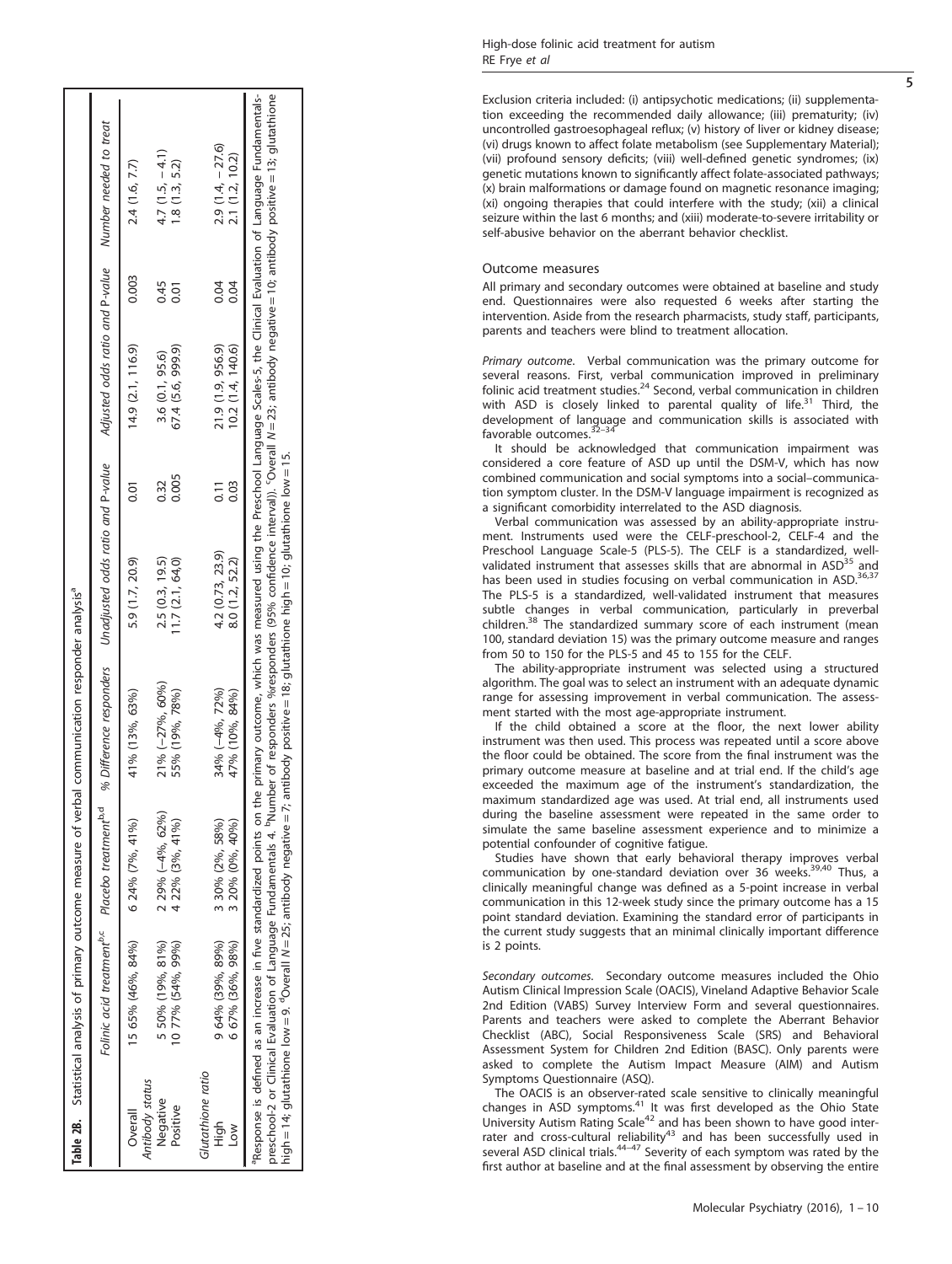**Table 2B.** Statistical analysis of primary outcome measure of verbal communication responder analysis[a]

| | Folinic acid treatment[b,c] | Placebo treatment[b,d] | % Difference responders | Unadjusted odds ratio and P-value | | Adjusted odds ratio and P-value | | Number needed to treat |
|---|---|---|---|---|---|---|---|---|
| Overall | 15 65% (46%, 84%) | 6 24% (7%, 41%) | 41% (13%, 63%) | 5.9 (1.7, 20.9) | 0.01 | 14.9 (2.1, 116.9) | 0.003 | 2.4 (1.6, 7.7) |
| *Antibody status* | | | | | | | | |
| Negative | 5 50% (19%, 81%) | 2 29% (−4%, 62%) | 21% (−27%, 60%) | 2.5 (0.3, 19.5) | 0.32 | 3.6 (0.1, 95.6) | 0.45 | 4.7 (1.5, −4.1) |
| Positive | 10 77% (54%, 99%) | 4 22% (3%, 41%) | 55% (19%, 78%) | 11.7 (2.1, 64.0) | 0.005 | 67.4 (5.6, 999.9) | 0.01 | 1.8 (1.3, 5.2) |
| *Glutathione ratio* | | | | | | | | |
| High | 9 64% (39%, 89%) | 3 30% (2%, 58%) | 34% (−4%, 72%) | 4.2 (0.73, 23.9) | 0.11 | 21.9 (1.9, 956.9) | 0.04 | 2.9 (1.4, −27.6) |
| Low | 6 67% (36%, 98%) | 3 20% (0%, 40%) | 47% (10%, 84%) | 8.0 (1.2, 52.2) | 0.03 | 10.2 (1.4, 140.6) | 0.04 | 2.1 (1.2, 10.2) |

[a]Response is defined as an increase in five standardized points on the primary outcome, which was measured using the Preschool Language Scales-5, the Clinical Evaluation of Language Fundamentals-preschool-2 or Clinical Evaluation of Language Fundamentals 4. [b]Number of responders %responders (95% confidence interval). [c]Overall $N = 23$; antibody negative = 10; antibody positive = 13; glutathione high = 14; glutathione low = 9. [d]Overall $N = 25$; antibody negative = 7; antibody positive = 18; glutathione high = 10; glutathione low = 15.

Exclusion criteria included: (i) antipsychotic medications; (ii) supplementation exceeding the recommended daily allowance; (iii) prematurity; (iv) uncontrolled gastroesophageal reflux; (v) history of liver or kidney disease; (vi) drugs known to affect folate metabolism (see Supplementary Material); (vii) profound sensory deficits; (viii) well-defined genetic syndromes; (ix) genetic mutations known to significantly affect folate-associated pathways; (x) brain malformations or damage found on magnetic resonance imaging; (xi) ongoing therapies that could interfere with the study; (xii) a clinical seizure within the last 6 months; and (xiii) moderate-to-severe irritability or self-abusive behavior on the aberrant behavior checklist.

## Outcome measures

All primary and secondary outcomes were obtained at baseline and study end. Questionnaires were also requested 6 weeks after starting the intervention. Aside from the research pharmacists, study staff, participants, parents and teachers were blind to treatment allocation.

*Primary outcome.* Verbal communication was the primary outcome for several reasons. First, verbal communication improved in preliminary folinic acid treatment studies.[24] Second, verbal communication in children with ASD is closely linked to parental quality of life.[31] Third, the development of language and communication skills is associated with favorable outcomes.[32–34]

It should be acknowledged that communication impairment was considered a core feature of ASD up until the DSM-V, which has now combined communication and social symptoms into a social–communication symptom cluster. In the DSM-V language impairment is recognized as a significant comorbidity interrelated to the ASD diagnosis.

Verbal communication was assessed by an ability-appropriate instrument. Instruments used were the CELF-preschool-2, CELF-4 and the Preschool Language Scale-5 (PLS-5). The CELF is a standardized, well-validated instrument that assesses skills that are abnormal in ASD[35] and has been used in studies focusing on verbal communication in ASD.[36,37] The PLS-5 is a standardized, well-validated instrument that measures subtle changes in verbal communication, particularly in preverbal children.[38] The standardized summary score of each instrument (mean 100, standard deviation 15) was the primary outcome measure and ranges from 50 to 150 for the PLS-5 and 45 to 155 for the CELF.

The ability-appropriate instrument was selected using a structured algorithm. The goal was to select an instrument with an adequate dynamic range for assessing improvement in verbal communication. The assessment started with the most age-appropriate instrument.

If the child obtained a score at the floor, the next lower ability instrument was then used. This process was repeated until a score above the floor could be obtained. The score from the final instrument was the primary outcome measure at baseline and at trial end. If the child's age exceeded the maximum age of the instrument's standardization, the maximum standardized age was used. At trial end, all instruments used during the baseline assessment were repeated in the same order to simulate the same baseline assessment experience and to minimize a potential confounder of cognitive fatigue.

Studies have shown that early behavioral therapy improves verbal communication by one-standard deviation over 36 weeks.[39,40] Thus, a clinically meaningful change was defined as a 5-point increase in verbal communication in this 12-week study since the primary outcome has a 15 point standard deviation. Examining the standard error of participants in the current study suggests that an minimal clinically important difference is 2 points.

*Secondary outcomes.* Secondary outcome measures included the Ohio Autism Clinical Impression Scale (OACIS), Vineland Adaptive Behavior Scale 2nd Edition (VABS) Survey Interview Form and several questionnaires. Parents and teachers were asked to complete the Aberrant Behavior Checklist (ABC), Social Responsiveness Scale (SRS) and Behavioral Assessment System for Children 2nd Edition (BASC). Only parents were asked to complete the Autism Impact Measure (AIM) and Autism Symptoms Questionnaire (ASQ).

The OACIS is an observer-rated scale sensitive to clinically meaningful changes in ASD symptoms.[41] It was first developed as the Ohio State University Autism Rating Scale[42] and has been shown to have good inter-rater and cross-cultural reliability[43] and has been successfully used in several ASD clinical trials.[44–47] Severity of each symptom was rated by the first author at baseline and at the final assessment by observing the entire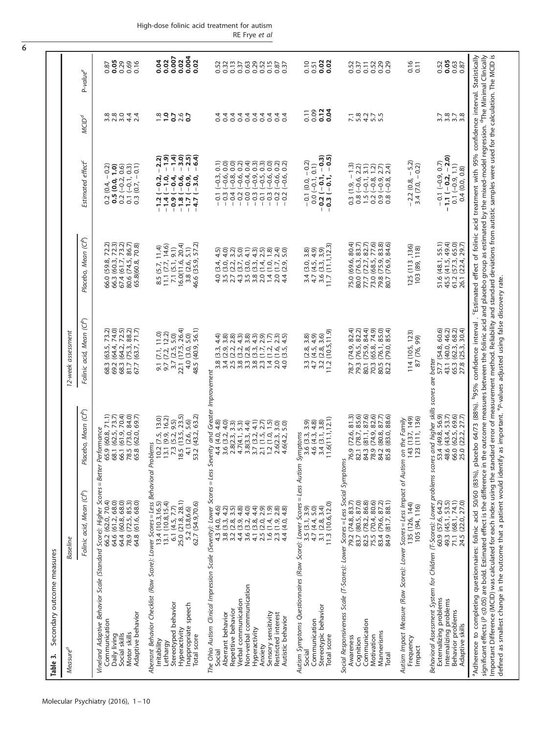**Table 3.** Secondary outcome measures

| Measure[a] | Baseline | | 12-week assessment | | | | |
|---|---|---|---|---|---|---|---|
| | Folinic acid, Mean (CI[b]) | Placebo, Mean (CI[b]) | Folinic acid, Mean (CI[b]) | Placebo, Mean (CI[b]) | Estimated effect[c] | MCID[d] | P-value[e] |
| *Vineland Adaptive Behavior Scale (Standard Score): Higher Scores = Better Performance* | | | | | | | |
| Communication | 66.2 (62.0, 70.4) | 65.9 (60.8, 71.1) | 68.3 (63.5, 73.2) | 66.0 (59.8, 72.2) | 0.2 (0.4, −0.2) | 3.8 | 0.87 |
| Daily living | 64.6 (61.2, 68.0) | 68.1 (62.5, 73.7) | 69.2 (64.4, 74.0) | 66.3 (60.3, 72.3) | **0.5 (0.0, 1.0)** | 2.8 | **0.05** |
| Social skills | 64.4 (60.8, 68.0) | 66.1 (61.9, 70.4) | 68.3 (64.2, 72.5) | 67.4 (61.7, 73.2) | 0.2 (−0.2, 0.6) | 3.0 | 0.29 |
| Motor skills | 78.9 (72.5, 85.3) | 78.5 (73.0, 84.0) | 81.7 (75.3, 88.2) | 80.6 (74.5, 86.7) | 0.1 (−0.1, 0.3) | 4.4 | 0.69 |
| Adaptive behavior | 64.8 (61.6, 68.0) | 65.8 (62.0, 69.7) | 67.7 (63.7, 71.7) | 65.8(60.8, 70.8) | 0.3 (0.7, −0.1) | 2.4 | 0.16 |
| *Aberrant Behavior Checklist (Raw Score): Lower Scores = Less Behavioral Problems* | | | | | | | |
| Irritability | 13.4 (10.3,16.5) | 10.2 (7.5, 13.0) | 9.1 (7.1, 11.0) | 8.5 (5.7, 11.4) | **−1.2 (−0.2, −2.2)** | **1.8** | **0.04** |
| Lethargy | 13.1 (10.8,15.4) | 13.1 (9.9, 16.2) | 9.7 (7.2, 12.2) | 11.1 (7.7, 14.6) | **−1.4 (−1.0, −1.9)** | **1.0** | **0.02** |
| Stereotyped behavior | 6.1 (4.5, 7.7) | 7.3 (5.2, 9.5) | 3.7 (2.5, 5.0) | 7.1 (5.1, 9.1) | **−0.9 (−0.4, −1.4)** | **0.7** | **0.007** |
| Hyperactivity | 25.0 (21.8, 28.1) | 18.5 (13.5, 23.5) | 22.1 (17.5, 26.4) | 16.0(11.6, 20.4) | **−1.8 (−0.6, −3.0)** | 2.6 | **0.02** |
| Inappropriate speech | 5.2 (3.8,6.6) | 4.1 (2.6, 5.6) | 4.0 (3.0, 5.0) | 3.8 (2.6, 5.1) | **−1.7 (−0.9, −2.5)** | **0.7** | **0.004** |
| Total score | 62.7 (54.9,70.6) | 53.2 (43.2, 63.2) | 48.5 (40.9, 56.1) | 46.6 (35.9, 57.2) | **−4.7 (−3.0, −6.4)** | | **0.02** |
| *The Ohio Autism Clinical Impression Scale (Severity): Lower Scores = Less Severity and Greater Improvement* | | | | | | | |
| Social | 4.3 (4.0, 4.6) | 4.4 (4.0, 4.8) | 3.8 (3.3, 4.4) | 4.0 (3.4, 4.5) | −0.1 (−0.3, 0.1) | 0.4 | 0.52 |
| Aberrant behavior | 3.8 (3.3, 4.2) | 3.6 (3.2, 4.0) | 3.4 (2.9, 3.8) | 3.5 (3.0, 4.0) | −0.3 (−0.6, 0.0) | 0.4 | 0.32 |
| Repetitive behavior | 3.2 (2.8, 3.5) | 2.8(2.3, 3.3) | 2.5 (2.2, 2.8) | 2.7 (2.2, 3.2) | −0.4 (−0.8, 0.0) | 0.4 | 0.13 |
| Verbal communication | 4.4 (3.9, 4.8) | 4.7(4.1, 5.3) | 3.8 (3.2, 4.3) | 4.3 (3.7, 5.0) | −0.2 (−0.6, 0.2) | 0.4 | 0.37 |
| Non-verbal communication | 3.6 (3.2, 4.0) | 3.8(3.3, 4.4) | 3.3 (2.8, 3.8) | 3.5 (3.0, 4.1) | −0.0 (−0.4, 0.4) | 0.4 | 0.63 |
| Hyperactivity | 4.1 (3.8, 4.4) | 3.7 (3.2, 4.1) | 3.8 (3.3, 4.3) | 3.8 (3.3, 4.3) | −0.3 (−0.9, 0.3) | 0.4 | 0.29 |
| Anxiety | 2.5 (2.0, 2.9) | 2.1 (1.5, 2.7) | 2.3 (1.7, 2.9) | 2.0 (1.4, 2.5) | −0.1 (−0.5, 0.3) | 0.4 | 0.52 |
| Sensory sensitivity | 1.6 (1.4, 1.9) | 1.2 (1.0, 1.5) | 1.4 (1.2, 1.7) | 1.4 (1.0, 1.8) | −0.3 (−0.6, 0.0) | 0.4 | 0.15 |
| Restricted interest | 2.3 (1.9, 2.8) | 2.6(2.3, 3.0) | 2.0 (1.6, 2.3) | 2.0 (1.7, 2.4) | −0.2 (−0.6, 0.2) | 0.4 | 0.87 |
| Autistic behavior | 4.4 (4.0, 4.8) | 4.6(4.2, 5.0) | 4.0 (3.5, 4.5) | 4.4 (2.9, 5.0) | −0.2 (−0.6, 0.2) | 0.4 | 0.37 |
| *Autism Symptoms Questionnaires (Raw Score): Lower Scores = Less Autism Symptoms* | | | | | | | |
| Social | 3.5 (3.1, 3.9) | 3.6 (3.3, 3.9) | 3.3 (2.8, 3.8) | 3.4 (3.0, 3.8) | −0.1 (0.0, −0.2) | 0.11 | 0.10 |
| Communication | 4.7 (4.4, 5.0) | 4.6 (4.3, 4.8) | 4.7 (4.5, 4.9) | 4.7 (4.5, 4.9) | 0.0 (−0.1, 0.1) | 0.09 | 0.51 |
| Stereotypic behavior | 3.1 (2.8, 3.4) | 3.4 (3.1, 3.8) | 3.2 (2.8, 3.6) | 3.6 (3.3, 3.9) | **−0.2 (−0.1, −0.3)** | **0.12** | **0.02** |
| Total score | 11.3 (10.6,12.0) | 11.6(11.1,12.1) | 11.2 (10.5,11.9) | 11.7 (11.1,12.3) | **−0.3 (−0.1, −0.5)** | **0.04** | **0.02** |
| *Social Responsiveness Scale (T-Scores): Lower Scores = Less Social Symptoms* | | | | | | | |
| Awareness | 79.2 (74.8, 83.7) | 76.9 (72.6, 81.3) | 78.7 (74.9, 82.4) | 75.0 (69.6, 80.4) | 0.3 (1.9, −1.3) | 7.1 | 0.52 |
| Cognition | 83.7 (80.5, 87.0) | 82.1 (78.7, 85.6) | 79.3 (76.5, 82.2) | 80.0 (76.3, 83.7) | 0.8 (−0.6, 2.2) | 5.8 | 0.37 |
| Communication | 82.5 (78.2, 86.8) | 84.3 (81.1, 87.6) | 80.1 (75.9, 84.4) | 77.7 (72.7, 82.7) | 1.5 (−0.1, 3.1) | 4.2 | 0.11 |
| Motivation | 75.5 (70.4, 80.6) | 78.9 (74.9, 82.6) | 70.3 (65.8, 74.9) | 73.0 (68.5, 77.6) | 0.2 (−0.8, 1.2) | 5.7 | 0.52 |
| Mannerisms | 83.4 (79.6, 87.2) | 84.2 (80.8, 87.7) | 80.5 (76.1, 85.0) | 79.8 (75.9, 83.8) | 0.9 (−0.9, 2.7) | 5.5 | 0.29 |
| Total | 84.9 (81.7, 88.1) | 85.8 (83.0, 88.6) | 82.2 (79.0, 85.4) | 80.7 (76.9, 84.6) | 0.8 (−0.8, 2.4) | | 0.29 |
| *Autism Impact Measure (Raw Scores): Lower Scores = Less Impact of Autism on the Family* | | | | | | | |
| Frequency | 135 (126, 144) | 143 (137, 149) | 114 (105, 123) | 125 (113 ,136) | −2.2 (0.8, −5.2) | | 0.16 |
| Impact | 105 (94, 116) | 123 (111, 136) | 87 (76, 99) | 103 (89, 118) | 3.4 (7.0, −0.2) | | 0.11 |
| *Behavioral Assessment System for Children (T-Scores): Lower problems scores and higher skills scores are better* | | | | | | | |
| Externalizing problems | 60.9 (57.6, 64.2) | 53.4 (49.8, 56.9) | 57.7 (54.8, 60.6) | 51.6 (48.1, 55.1) | −0.1 (−0.9, 0.7) | 3.7 | 0.52 |
| Internalizing problems | 49.3 (45.1, 53.5) | 48.6 (43.4, 53.7) | 43.1 (40.0, 46.2) | 45.5 (41.5, 49.4) | **−1.1 (−0.2, −2.0)** | 3.8 | **0.05** |
| Behavior problems | 71.1 (68.1, 74.1) | 66.0 (62.5, 69.6) | 65.3 (62.3, 68.2) | 61.2 (57.3, 65.0) | 0.1 (−0.9, 1.1) | 3.7 | 0.63 |
| Adaptive skills | 24.5 (22.0, 27.0) | 25.0 (22.2, 27.7) | 27.8 (25.3, 30.4) | 26.1 (22.4, 29.7) | 0.4 (0.0, 0.8) | 3.8 | 0.87 |

[a]Adherence to completing questionnaires: folinic acid 50/60 (83%), placebo 64/73 (88%). [b]95% confidence interval. [c]Estimated effect of folinic acid treatment with 95% confidence interval. Statistically significant effects ($P \leq 0.05$) are bold. Estimated effect is the difference in the outcome measures between the folinic acid and placebo group as estimated by the mixed-model regression. [d]The Minimal Clinically Important Difference (MCID) was calculated for each index using the standard error of measurement method. Reliability and standard deviations from autistic samples were used for the calculation. The MCID is defined as smallest change in the outcome that a patient would identify as important. [e]P-values adjusted using false discovery rate.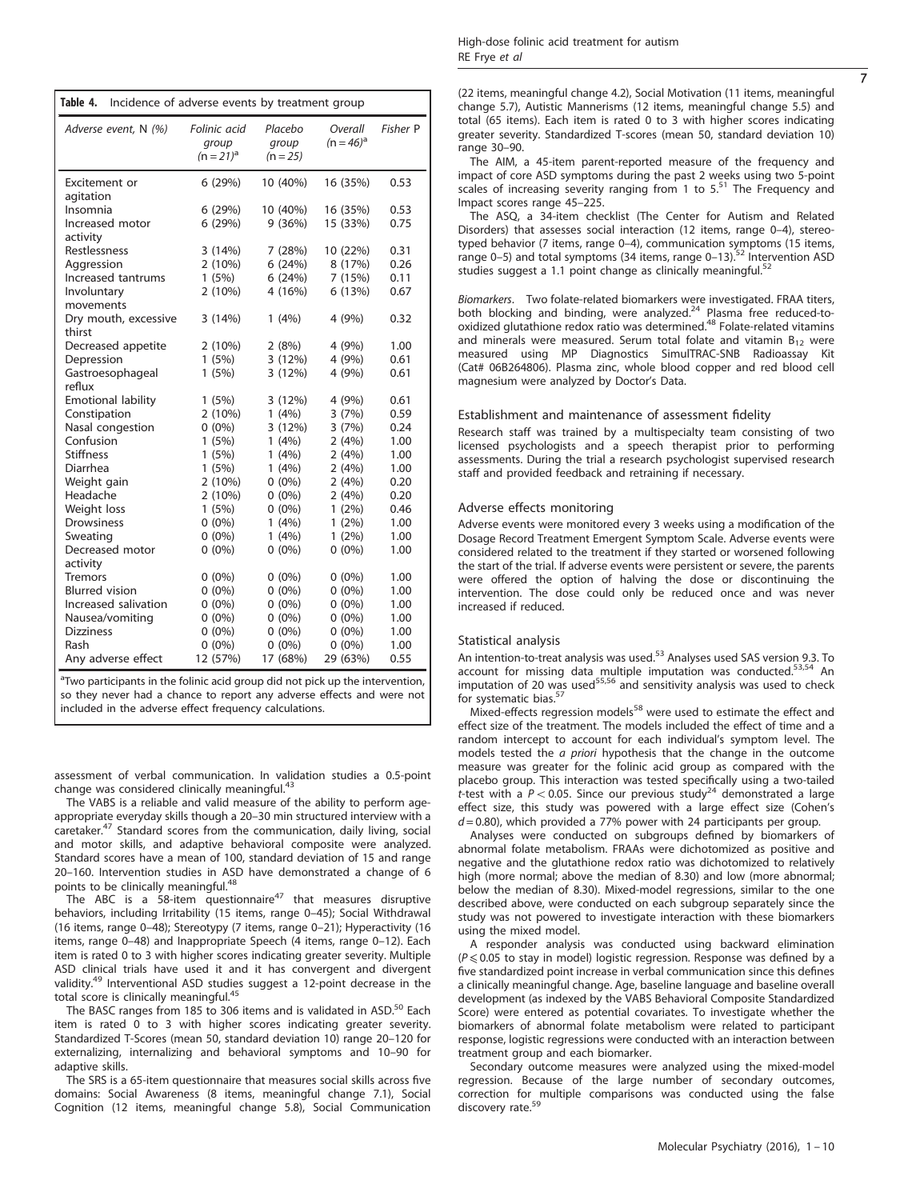**Table 4.** Incidence of adverse events by treatment group

| Adverse event, N (%) | Folinic acid group (n = 21)[a] | Placebo group (n = 25) | Overall (n = 46)[a] | Fisher P |
|---|---|---|---|---|
| Excitement or agitation | 6 (29%) | 10 (40%) | 16 (35%) | 0.53 |
| Insomnia | 6 (29%) | 10 (40%) | 16 (35%) | 0.53 |
| Increased motor activity | 6 (29%) | 9 (36%) | 15 (33%) | 0.75 |
| Restlessness | 3 (14%) | 7 (28%) | 10 (22%) | 0.31 |
| Aggression | 2 (10%) | 6 (24%) | 8 (17%) | 0.26 |
| Increased tantrums | 1 (5%) | 6 (24%) | 7 (15%) | 0.11 |
| Involuntary movements | 2 (10%) | 4 (16%) | 6 (13%) | 0.67 |
| Dry mouth, excessive thirst | 3 (14%) | 1 (4%) | 4 (9%) | 0.32 |
| Decreased appetite | 2 (10%) | 2 (8%) | 4 (9%) | 1.00 |
| Depression | 1 (5%) | 3 (12%) | 4 (9%) | 0.61 |
| Gastroesophageal reflux | 1 (5%) | 3 (12%) | 4 (9%) | 0.61 |
| Emotional lability | 1 (5%) | 3 (12%) | 4 (9%) | 0.61 |
| Constipation | 2 (10%) | 1 (4%) | 3 (7%) | 0.59 |
| Nasal congestion | 0 (0%) | 3 (12%) | 3 (7%) | 0.24 |
| Confusion | 1 (5%) | 1 (4%) | 2 (4%) | 1.00 |
| Stiffness | 1 (5%) | 1 (4%) | 2 (4%) | 1.00 |
| Diarrhea | 1 (5%) | 1 (4%) | 2 (4%) | 1.00 |
| Weight gain | 2 (10%) | 0 (0%) | 2 (4%) | 0.20 |
| Headache | 2 (10%) | 0 (0%) | 2 (4%) | 0.20 |
| Weight loss | 1 (5%) | 0 (0%) | 1 (2%) | 0.46 |
| Drowsiness | 0 (0%) | 1 (4%) | 1 (2%) | 1.00 |
| Sweating | 0 (0%) | 1 (4%) | 1 (2%) | 1.00 |
| Decreased motor activity | 0 (0%) | 0 (0%) | 0 (0%) | 1.00 |
| Tremors | 0 (0%) | 0 (0%) | 0 (0%) | 1.00 |
| Blurred vision | 0 (0%) | 0 (0%) | 0 (0%) | 1.00 |
| Increased salivation | 0 (0%) | 0 (0%) | 0 (0%) | 1.00 |
| Nausea/vomiting | 0 (0%) | 0 (0%) | 0 (0%) | 1.00 |
| Dizziness | 0 (0%) | 0 (0%) | 0 (0%) | 1.00 |
| Rash | 0 (0%) | 0 (0%) | 0 (0%) | 1.00 |
| Any adverse effect | 12 (57%) | 17 (68%) | 29 (63%) | 0.55 |

[a]Two participants in the folinic acid group did not pick up the intervention, so they never had a chance to report any adverse effects and were not included in the adverse effect frequency calculations.

assessment of verbal communication. In validation studies a 0.5-point change was considered clinically meaningful.[43]

The VABS is a reliable and valid measure of the ability to perform age-appropriate everyday skills though a 20–30 min structured interview with a caretaker.[47] Standard scores from the communication, daily living, social and motor skills, and adaptive behavioral composite were analyzed. Standard scores have a mean of 100, standard deviation of 15 and range 20–160. Intervention studies in ASD have demonstrated a change of 6 points to be clinically meaningful.[48]

The ABC is a 58-item questionnaire[47] that measures disruptive behaviors, including Irritability (15 items, range 0–45); Social Withdrawal (16 items, range 0–48); Stereotypy (7 items, range 0–21); Hyperactivity (16 items, range 0–48) and Inappropriate Speech (4 items, range 0–12). Each item is rated 0 to 3 with higher scores indicating greater severity. Multiple ASD clinical trials have used it and it has convergent and divergent validity.[49] Interventional ASD studies suggest a 12-point decrease in the total score is clinically meaningful.[45]

The BASC ranges from 185 to 306 items and is validated in ASD.[50] Each item is rated 0 to 3 with higher scores indicating greater severity. Standardized T-Scores (mean 50, standard deviation 10) range 20–120 for externalizing, internalizing and behavioral symptoms and 10–90 for adaptive skills.

The SRS is a 65-item questionnaire that measures social skills across five domains: Social Awareness (8 items, meaningful change 7.1), Social Cognition (12 items, meaningful change 5.8), Social Communication (22 items, meaningful change 4.2), Social Motivation (11 items, meaningful change 5.7), Autistic Mannerisms (12 items, meaningful change 5.5) and total (65 items). Each item is rated 0 to 3 with higher scores indicating greater severity. Standardized T-scores (mean 50, standard deviation 10) range 30–90.

The AIM, a 45-item parent-reported measure of the frequency and impact of core ASD symptoms during the past 2 weeks using two 5-point scales of increasing severity ranging from 1 to 5.[51] The Frequency and Impact scores range 45–225.

The ASQ, a 34-item checklist (The Center for Autism and Related Disorders) that assesses social interaction (12 items, range 0–4), stereotyped behavior (7 items, range 0–4), communication symptoms (15 items, range 0–5) and total symptoms (34 items, range 0–13).[52] Intervention ASD studies suggest a 1.1 point change as clinically meaningful.[52]

*Biomarkers*. Two folate-related biomarkers were investigated. FRAA titers, both blocking and binding, were analyzed.[24] Plasma free reduced-to-oxidized glutathione redox ratio was determined.[48] Folate-related vitamins and minerals were measured. Serum total folate and vitamin $B_{12}$ were measured using MP Diagnostics SimulTRAC-SNB Radioassay Kit (Cat# 06B264806). Plasma zinc, whole blood copper and red blood cell magnesium were analyzed by Doctor's Data.

### Establishment and maintenance of assessment fidelity

Research staff was trained by a multispecialty team consisting of two licensed psychologists and a speech therapist prior to performing assessments. During the trial a research psychologist supervised research staff and provided feedback and retraining if necessary.

### Adverse effects monitoring

Adverse events were monitored every 3 weeks using a modification of the Dosage Record Treatment Emergent Symptom Scale. Adverse events were considered related to the treatment if they started or worsened following the start of the trial. If adverse events were persistent or severe, the parents were offered the option of halving the dose or discontinuing the intervention. The dose could only be reduced once and was never increased if reduced.

### Statistical analysis

An intention-to-treat analysis was used.[53] Analyses used SAS version 9.3. To account for missing data multiple imputation was conducted.[53,54] An imputation of 20 was used[55,56] and sensitivity analysis was used to check for systematic bias.[57]

Mixed-effects regression models[58] were used to estimate the effect and effect size of the treatment. The models included the effect of time and a random intercept to account for each individual's symptom level. The models tested the *a priori* hypothesis that the change in the outcome measure was greater for the folinic acid group as compared with the placebo group. This interaction was tested specifically using a two-tailed *t*-test with a $P < 0.05$. Since our previous study[24] demonstrated a large effect size, this study was powered with a large effect size (Cohen's $d = 0.80$), which provided a 77% power with 24 participants per group.

Analyses were conducted on subgroups defined by biomarkers of abnormal folate metabolism. FRAAs were dichotomized as positive and negative and the glutathione redox ratio was dichotomized to relatively high (more normal; above the median of 8.30) and low (more abnormal; below the median of 8.30). Mixed-model regressions, similar to the one described above, were conducted on each subgroup separately since the study was not powered to investigate interaction with these biomarkers using the mixed model.

A responder analysis was conducted using backward elimination ($P \leqslant 0.05$ to stay in model) logistic regression. Response was defined by a five standardized point increase in verbal communication since this defines a clinically meaningful change. Age, baseline language and baseline overall development (as indexed by the VABS Behavioral Composite Standardized Score) were entered as potential covariates. To investigate whether the biomarkers of abnormal folate metabolism were related to participant response, logistic regressions were conducted with an interaction between treatment group and each biomarker.

Secondary outcome measures were analyzed using the mixed-model regression. Because of the large number of secondary outcomes, correction for multiple comparisons was conducted using the false discovery rate.[59]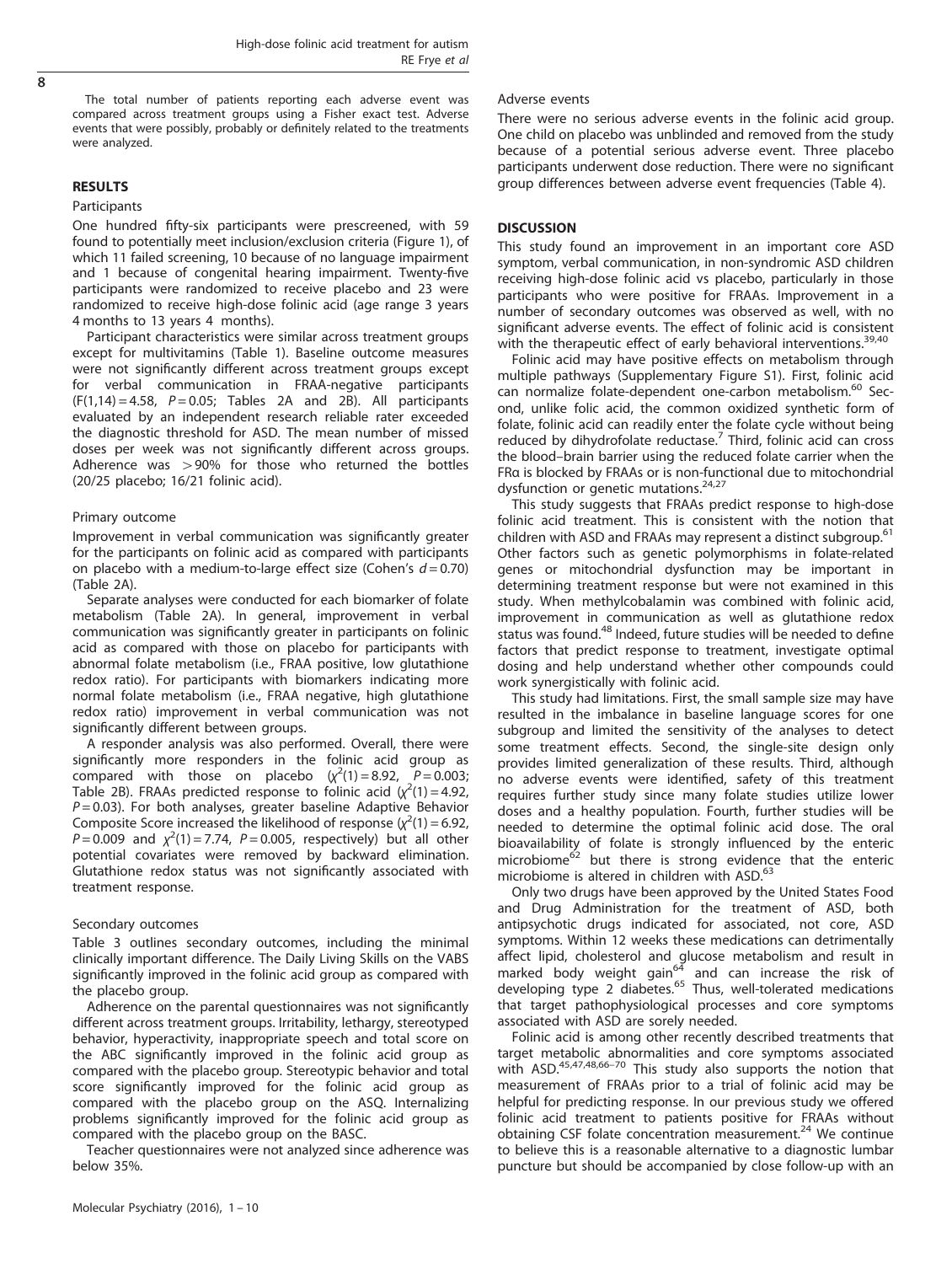The total number of patients reporting each adverse event was compared across treatment groups using a Fisher exact test. Adverse events that were possibly, probably or definitely related to the treatments were analyzed.

## RESULTS

### Participants

One hundred fifty-six participants were prescreened, with 59 found to potentially meet inclusion/exclusion criteria (Figure 1), of which 11 failed screening, 10 because of no language impairment and 1 because of congenital hearing impairment. Twenty-five participants were randomized to receive placebo and 23 were randomized to receive high-dose folinic acid (age range 3 years 4 months to 13 years 4 months).

Participant characteristics were similar across treatment groups except for multivitamins (Table 1). Baseline outcome measures were not significantly different across treatment groups except for verbal communication in FRAA-negative participants ($F(1,14) = 4.58$, $P = 0.05$; Tables 2A and 2B). All participants evaluated by an independent research reliable rater exceeded the diagnostic threshold for ASD. The mean number of missed doses per week was not significantly different across groups. Adherence was $>90\%$ for those who returned the bottles (20/25 placebo; 16/21 folinic acid).

### Primary outcome

Improvement in verbal communication was significantly greater for the participants on folinic acid as compared with participants on placebo with a medium-to-large effect size (Cohen's $d = 0.70$) (Table 2A).

Separate analyses were conducted for each biomarker of folate metabolism (Table 2A). In general, improvement in verbal communication was significantly greater in participants on folinic acid as compared with those on placebo for participants with abnormal folate metabolism (i.e., FRAA positive, low glutathione redox ratio). For participants with biomarkers indicating more normal folate metabolism (i.e., FRAA negative, high glutathione redox ratio) improvement in verbal communication was not significantly different between groups.

A responder analysis was also performed. Overall, there were significantly more responders in the folinic acid group as compared with those on placebo ($\chi^2(1) = 8.92$, $P = 0.003$; Table 2B). FRAAs predicted response to folinic acid ($\chi^2(1) = 4.92$, $P = 0.03$). For both analyses, greater baseline Adaptive Behavior Composite Score increased the likelihood of response ($\chi^2(1) = 6.92$, $P = 0.009$ and $\chi^2(1) = 7.74$, $P = 0.005$, respectively) but all other potential covariates were removed by backward elimination. Glutathione redox status was not significantly associated with treatment response.

### Secondary outcomes

Table 3 outlines secondary outcomes, including the minimal clinically important difference. The Daily Living Skills on the VABS significantly improved in the folinic acid group as compared with the placebo group.

Adherence on the parental questionnaires was not significantly different across treatment groups. Irritability, lethargy, stereotyped behavior, hyperactivity, inappropriate speech and total score on the ABC significantly improved in the folinic acid group as compared with the placebo group. Stereotypic behavior and total score significantly improved for the folinic acid group as compared with the placebo group on the ASQ. Internalizing problems significantly improved for the folinic acid group as compared with the placebo group on the BASC.

Teacher questionnaires were not analyzed since adherence was below 35%.

### Adverse events

There were no serious adverse events in the folinic acid group. One child on placebo was unblinded and removed from the study because of a potential serious adverse event. Three placebo participants underwent dose reduction. There were no significant group differences between adverse event frequencies (Table 4).

## DISCUSSION

This study found an improvement in an important core ASD symptom, verbal communication, in non-syndromic ASD children receiving high-dose folinic acid vs placebo, particularly in those participants who were positive for FRAAs. Improvement in a number of secondary outcomes was observed as well, with no significant adverse events. The effect of folinic acid is consistent with the therapeutic effect of early behavioral interventions.[39,40]

Folinic acid may have positive effects on metabolism through multiple pathways (Supplementary Figure S1). First, folinic acid can normalize folate-dependent one-carbon metabolism.[60] Second, unlike folic acid, the common oxidized synthetic form of folate, folinic acid can readily enter the folate cycle without being reduced by dihydrofolate reductase.[7] Third, folinic acid can cross the blood–brain barrier using the reduced folate carrier when the FRα is blocked by FRAAs or is non-functional due to mitochondrial dysfunction or genetic mutations.[24,27]

This study suggests that FRAAs predict response to high-dose folinic acid treatment. This is consistent with the notion that children with ASD and FRAAs may represent a distinct subgroup.[61] Other factors such as genetic polymorphisms in folate-related genes or mitochondrial dysfunction may be important in determining treatment response but were not examined in this study. When methylcobalamin was combined with folinic acid, improvement in communication as well as glutathione redox status was found.[48] Indeed, future studies will be needed to define factors that predict response to treatment, investigate optimal dosing and help understand whether other compounds could work synergistically with folinic acid.

This study had limitations. First, the small sample size may have resulted in the imbalance in baseline language scores for one subgroup and limited the sensitivity of the analyses to detect some treatment effects. Second, the single-site design only provides limited generalization of these results. Third, although no adverse events were identified, safety of this treatment requires further study since many folate studies utilize lower doses and a healthy population. Fourth, further studies will be needed to determine the optimal folinic acid dose. The oral bioavailability of folate is strongly influenced by the enteric microbiome[62] but there is strong evidence that the enteric microbiome is altered in children with ASD.[63]

Only two drugs have been approved by the United States Food and Drug Administration for the treatment of ASD, both antipsychotic drugs indicated for associated, not core, ASD symptoms. Within 12 weeks these medications can detrimentally affect lipid, cholesterol and glucose metabolism and result in marked body weight gain[64] and can increase the risk of developing type 2 diabetes.[65] Thus, well-tolerated medications that target pathophysiological processes and core symptoms associated with ASD are sorely needed.

Folinic acid is among other recently described treatments that target metabolic abnormalities and core symptoms associated with ASD.[45,47,48,66–70] This study also supports the notion that measurement of FRAAs prior to a trial of folinic acid may be helpful for predicting response. In our previous study we offered folinic acid treatment to patients positive for FRAAs without obtaining CSF folate concentration measurement.[24] We continue to believe this is a reasonable alternative to a diagnostic lumbar puncture but should be accompanied by close follow-up with an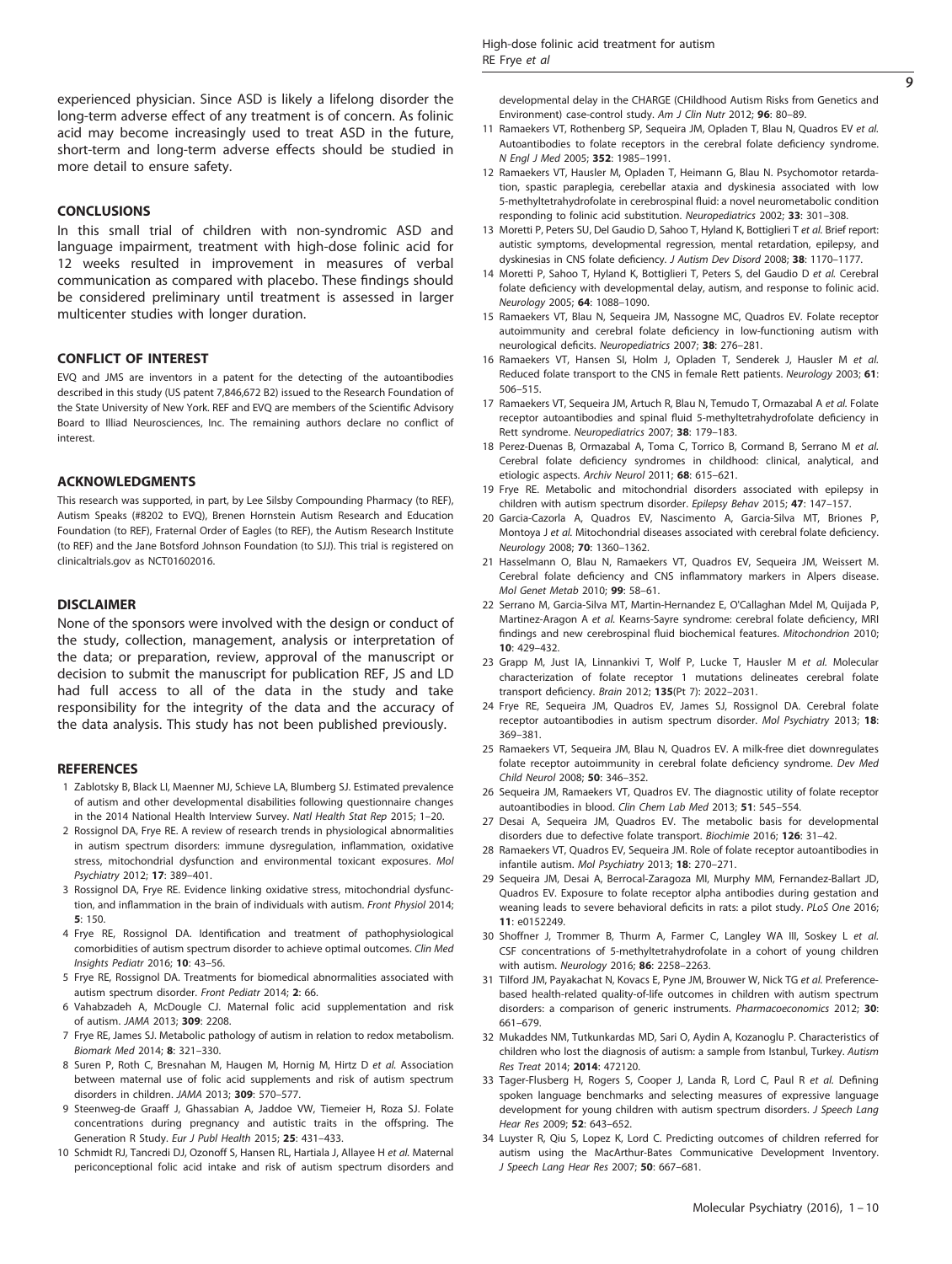experienced physician. Since ASD is likely a lifelong disorder the long-term adverse effect of any treatment is of concern. As folinic acid may become increasingly used to treat ASD in the future, short-term and long-term adverse effects should be studied in more detail to ensure safety.

## CONCLUSIONS

In this small trial of children with non-syndromic ASD and language impairment, treatment with high-dose folinic acid for 12 weeks resulted in improvement in measures of verbal communication as compared with placebo. These findings should be considered preliminary until treatment is assessed in larger multicenter studies with longer duration.

## CONFLICT OF INTEREST

EVQ and JMS are inventors in a patent for the detecting of the autoantibodies described in this study (US patent 7,846,672 B2) issued to the Research Foundation of the State University of New York. REF and EVQ are members of the Scientific Advisory Board to Illiad Neurosciences, Inc. The remaining authors declare no conflict of interest.

## ACKNOWLEDGMENTS

This research was supported, in part, by Lee Silsby Compounding Pharmacy (to REF), Autism Speaks (#8202 to EVQ), Brenen Hornstein Autism Research and Education Foundation (to REF), Fraternal Order of Eagles (to REF), the Autism Research Institute (to REF) and the Jane Botsford Johnson Foundation (to SJJ). This trial is registered on clinicaltrials.gov as NCT01602016.

## DISCLAIMER

None of the sponsors were involved with the design or conduct of the study, collection, management, analysis or interpretation of the data; or preparation, review, approval of the manuscript or decision to submit the manuscript for publication REF, JS and LD had full access to all of the data in the study and take responsibility for the integrity of the data and the accuracy of the data analysis. This study has not been published previously.

## REFERENCES

1 Zablotsky B, Black LI, Maenner MJ, Schieve LA, Blumberg SJ. Estimated prevalence of autism and other developmental disabilities following questionnaire changes in the 2014 National Health Interview Survey. *Natl Health Stat Rep* 2015; 1–20.

2 Rossignol DA, Frye RE. A review of research trends in physiological abnormalities in autism spectrum disorders: immune dysregulation, inflammation, oxidative stress, mitochondrial dysfunction and environmental toxicant exposures. *Mol Psychiatry* 2012; **17**: 389–401.

3 Rossignol DA, Frye RE. Evidence linking oxidative stress, mitochondrial dysfunction, and inflammation in the brain of individuals with autism. *Front Physiol* 2014; **5**: 150.

4 Frye RE, Rossignol DA. Identification and treatment of pathophysiological comorbidities of autism spectrum disorder to achieve optimal outcomes. *Clin Med Insights Pediatr* 2016; **10**: 43–56.

5 Frye RE, Rossignol DA. Treatments for biomedical abnormalities associated with autism spectrum disorder. *Front Pediatr* 2014; **2**: 66.

6 Vahabzadeh A, McDougle CJ. Maternal folic acid supplementation and risk of autism. *JAMA* 2013; **309**: 2208.

7 Frye RE, James SJ. Metabolic pathology of autism in relation to redox metabolism. *Biomark Med* 2014; **8**: 321–330.

8 Suren P, Roth C, Bresnahan M, Haugen M, Hornig M, Hirtz D *et al.* Association between maternal use of folic acid supplements and risk of autism spectrum disorders in children. *JAMA* 2013; **309**: 570–577.

9 Steenweg-de Graaff J, Ghassabian A, Jaddoe VW, Tiemeier H, Roza SJ. Folate concentrations during pregnancy and autistic traits in the offspring. The Generation R Study. *Eur J Publ Health* 2015; **25**: 431–433.

10 Schmidt RJ, Tancredi DJ, Ozonoff S, Hansen RL, Hartiala J, Allayee H *et al.* Maternal periconceptional folic acid intake and risk of autism spectrum disorders and developmental delay in the CHARGE (CHildhood Autism Risks from Genetics and Environment) case-control study. *Am J Clin Nutr* 2012; **96**: 80–89.

11 Ramaekers VT, Rothenberg SP, Sequeira JM, Opladen T, Blau N, Quadros EV *et al.* Autoantibodies to folate receptors in the cerebral folate deficiency syndrome. *N Engl J Med* 2005; **352**: 1985–1991.

12 Ramaekers VT, Hausler M, Opladen T, Heimann G, Blau N. Psychomotor retardation, spastic paraplegia, cerebellar ataxia and dyskinesia associated with low 5-methyltetrahydrofolate in cerebrospinal fluid: a novel neurometabolic condition responding to folinic acid substitution. *Neuropediatrics* 2002; **33**: 301–308.

13 Moretti P, Peters SU, Del Gaudio D, Sahoo T, Hyland K, Bottiglieri T *et al.* Brief report: autistic symptoms, developmental regression, mental retardation, epilepsy, and dyskinesias in CNS folate deficiency. *J Autism Dev Disord* 2008; **38**: 1170–1177.

14 Moretti P, Sahoo T, Hyland K, Bottiglieri T, Peters S, del Gaudio D *et al.* Cerebral folate deficiency with developmental delay, autism, and response to folinic acid. *Neurology* 2005; **64**: 1088–1090.

15 Ramaekers VT, Blau N, Sequeira JM, Nassogne MC, Quadros EV. Folate receptor autoimmunity and cerebral folate deficiency in low-functioning autism with neurological deficits. *Neuropediatrics* 2007; **38**: 276–281.

16 Ramaekers VT, Hansen SI, Holm J, Opladen T, Senderek J, Hausler M *et al.* Reduced folate transport to the CNS in female Rett patients. *Neurology* 2003; **61**: 506–515.

17 Ramaekers VT, Sequeira JM, Artuch R, Blau N, Temudo T, Ormazabal A *et al.* Folate receptor autoantibodies and spinal fluid 5-methyltetrahydrofolate deficiency in Rett syndrome. *Neuropediatrics* 2007; **38**: 179–183.

18 Perez-Duenas B, Ormazabal A, Toma C, Torrico B, Cormand B, Serrano M *et al.* Cerebral folate deficiency syndromes in childhood: clinical, analytical, and etiologic aspects. *Archiv Neurol* 2011; **68**: 615–621.

19 Frye RE. Metabolic and mitochondrial disorders associated with epilepsy in children with autism spectrum disorder. *Epilepsy Behav* 2015; **47**: 147–157.

20 Garcia-Cazorla A, Quadros EV, Nascimento A, Garcia-Silva MT, Briones P, Montoya J *et al.* Mitochondrial diseases associated with cerebral folate deficiency. *Neurology* 2008; **70**: 1360–1362.

21 Hasselmann O, Blau N, Ramaekers VT, Quadros EV, Sequeira JM, Weissert M. Cerebral folate deficiency and CNS inflammatory markers in Alpers disease. *Mol Genet Metab* 2010; **99**: 58–61.

22 Serrano M, Garcia-Silva MT, Martin-Hernandez E, O'Callaghan Mdel M, Quijada P, Martinez-Aragon A *et al.* Kearns-Sayre syndrome: cerebral folate deficiency, MRI findings and new cerebrospinal fluid biochemical features. *Mitochondrion* 2010; **10**: 429–432.

23 Grapp M, Just IA, Linnankivi T, Wolf P, Lucke T, Hausler M *et al.* Molecular characterization of folate receptor 1 mutations delineates cerebral folate transport deficiency. *Brain* 2012; **135**(Pt 7): 2022–2031.

24 Frye RE, Sequeira JM, Quadros EV, James SJ, Rossignol DA. Cerebral folate receptor autoantibodies in autism spectrum disorder. *Mol Psychiatry* 2013; **18**: 369–381.

25 Ramaekers VT, Sequeira JM, Blau N, Quadros EV. A milk-free diet downregulates folate receptor autoimmunity in cerebral folate deficiency syndrome. *Dev Med Child Neurol* 2008; **50**: 346–352.

26 Sequeira JM, Ramaekers VT, Quadros EV. The diagnostic utility of folate receptor autoantibodies in blood. *Clin Chem Lab Med* 2013; **51**: 545–554.

27 Desai A, Sequeira JM, Quadros EV. The metabolic basis for developmental disorders due to defective folate transport. *Biochimie* 2016; **126**: 31–42.

28 Ramaekers VT, Quadros EV, Sequeira JM. Role of folate receptor autoantibodies in infantile autism. *Mol Psychiatry* 2013; **18**: 270–271.

29 Sequeira JM, Desai A, Berrocal-Zaragoza MI, Murphy MM, Fernandez-Ballart JD, Quadros EV. Exposure to folate receptor alpha antibodies during gestation and weaning leads to severe behavioral deficits in rats: a pilot study. *PLoS One* 2016; **11**: e0152249.

30 Shoffner J, Trommer B, Thurm A, Farmer C, Langley WA III, Soskey L *et al.* CSF concentrations of 5-methyltetrahydrofolate in a cohort of young children with autism. *Neurology* 2016; **86**: 2258–2263.

31 Tilford JM, Payakachat N, Kovacs E, Pyne JM, Brouwer W, Nick TG *et al.* Preference-based health-related quality-of-life outcomes in children with autism spectrum disorders: a comparison of generic instruments. *Pharmacoeconomics* 2012; **30**: 661–679.

32 Mukaddes NM, Tutkunkardas MD, Sari O, Aydin A, Kozanoglu P. Characteristics of children who lost the diagnosis of autism: a sample from Istanbul, Turkey. *Autism Res Treat* 2014; **2014**: 472120.

33 Tager-Flusberg H, Rogers S, Cooper J, Landa R, Lord C, Paul R *et al.* Defining spoken language benchmarks and selecting measures of expressive language development for young children with autism spectrum disorders. *J Speech Lang Hear Res* 2009; **52**: 643–652.

34 Luyster R, Qiu S, Lopez K, Lord C. Predicting outcomes of children referred for autism using the MacArthur-Bates Communicative Development Inventory. *J Speech Lang Hear Res* 2007; **50**: 667–681.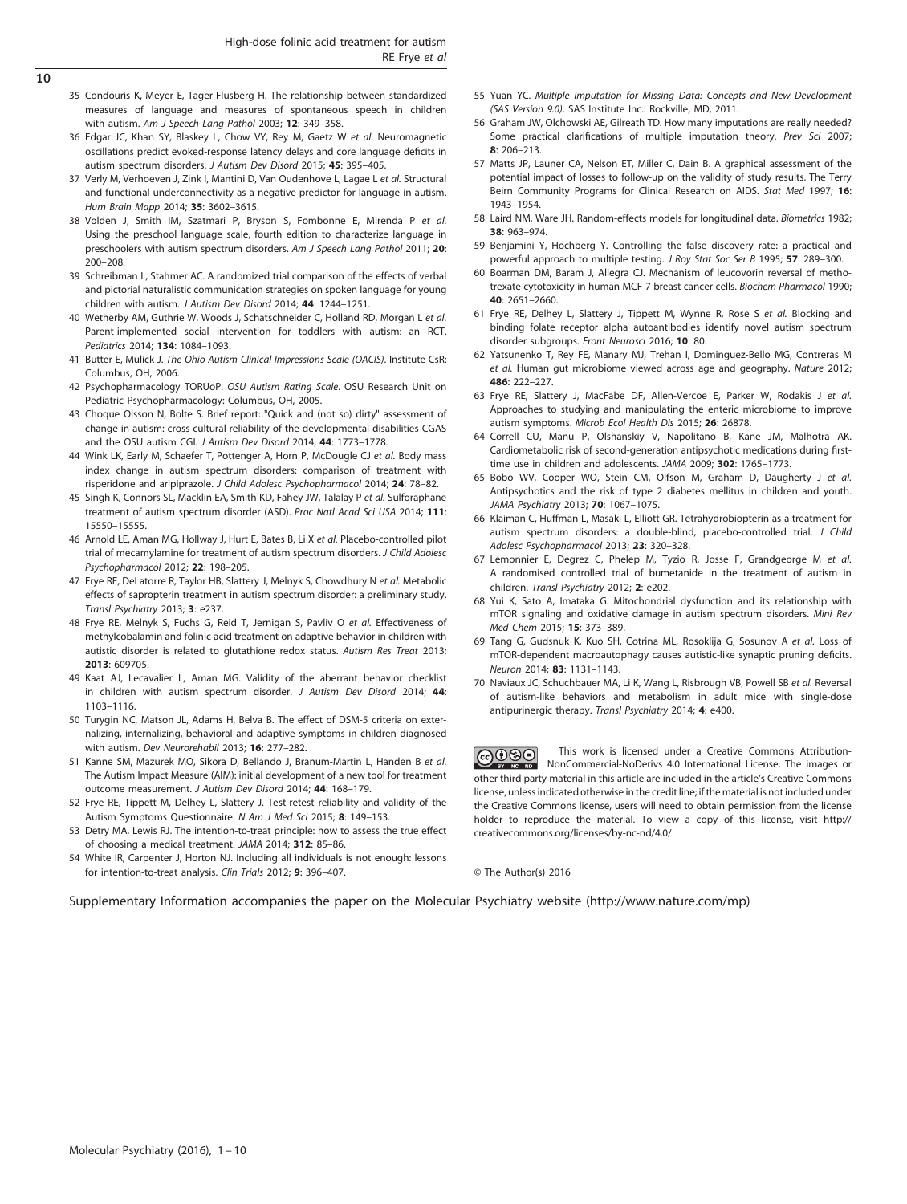35 Condouris K, Meyer E, Tager-Flusberg H. The relationship between standardized measures of language and measures of spontaneous speech in children with autism. *Am J Speech Lang Pathol* 2003; **12**: 349–358.

36 Edgar JC, Khan SY, Blaskey L, Chow VY, Rey M, Gaetz W *et al.* Neuromagnetic oscillations predict evoked-response latency delays and core language deficits in autism spectrum disorders. *J Autism Dev Disord* 2015; **45**: 395–405.

37 Verly M, Verhoeven J, Zink I, Mantini D, Van Oudenhove L, Lagae L *et al.* Structural and functional underconnectivity as a negative predictor for language in autism. *Hum Brain Mapp* 2014; **35**: 3602–3615.

38 Volden J, Smith IM, Szatmari P, Bryson S, Fombonne E, Mirenda P *et al.* Using the preschool language scale, fourth edition to characterize language in preschoolers with autism spectrum disorders. *Am J Speech Lang Pathol* 2011; **20**: 200–208.

39 Schreibman L, Stahmer AC. A randomized trial comparison of the effects of verbal and pictorial naturalistic communication strategies on spoken language for young children with autism. *J Autism Dev Disord* 2014; **44**: 1244–1251.

40 Wetherby AM, Guthrie W, Woods J, Schatschneider C, Holland RD, Morgan L *et al.* Parent-implemented social intervention for toddlers with autism: an RCT. *Pediatrics* 2014; **134**: 1084–1093.

41 Butter E, Mulick J. *The Ohio Autism Clinical Impressions Scale (OACIS)*. Institute CsR: Columbus, OH, 2006.

42 Psychopharmacology TORUoP. *OSU Autism Rating Scale*. OSU Research Unit on Pediatric Psychopharmacology: Columbus, OH, 2005.

43 Choque Olsson N, Bolte S. Brief report: "Quick and (not so) dirty" assessment of change in autism: cross-cultural reliability of the developmental disabilities CGAS and the OSU autism CGI. *J Autism Dev Disord* 2014; **44**: 1773–1778.

44 Wink LK, Early M, Schaefer T, Pottenger A, Horn P, McDougle CJ *et al.* Body mass index change in autism spectrum disorders: comparison of treatment with risperidone and aripiprazole. *J Child Adolesc Psychopharmacol* 2014; **24**: 78–82.

45 Singh K, Connors SL, Macklin EA, Smith KD, Fahey JW, Talalay P *et al.* Sulforaphane treatment of autism spectrum disorder (ASD). *Proc Natl Acad Sci USA* 2014; **111**: 15550–15555.

46 Arnold LE, Aman MG, Hollway J, Hurt E, Bates B, Li X *et al.* Placebo-controlled pilot trial of mecamylamine for treatment of autism spectrum disorders. *J Child Adolesc Psychopharmacol* 2012; **22**: 198–205.

47 Frye RE, DeLatorre R, Taylor HB, Slattery J, Melnyk S, Chowdhury N *et al.* Metabolic effects of sapropterin treatment in autism spectrum disorder: a preliminary study. *Transl Psychiatry* 2013; **3**: e237.

48 Frye RE, Melnyk S, Fuchs G, Reid T, Jernigan S, Pavliv O *et al.* Effectiveness of methylcobalamin and folinic acid treatment on adaptive behavior in children with autistic disorder is related to glutathione redox status. *Autism Res Treat* 2013; **2013**: 609705.

49 Kaat AJ, Lecavalier L, Aman MG. Validity of the aberrant behavior checklist in children with autism spectrum disorder. *J Autism Dev Disord* 2014; **44**: 1103–1116.

50 Turygin NC, Matson JL, Adams H, Belva B. The effect of DSM-5 criteria on externalizing, internalizing, behavioral and adaptive symptoms in children diagnosed with autism. *Dev Neurorehabil* 2013; **16**: 277–282.

51 Kanne SM, Mazurek MO, Sikora D, Bellando J, Branum-Martin L, Handen B *et al.* The Autism Impact Measure (AIM): initial development of a new tool for treatment outcome measurement. *J Autism Dev Disord* 2014; **44**: 168–179.

52 Frye RE, Tippett M, Delhey L, Slattery J. Test-retest reliability and validity of the Autism Symptoms Questionnaire. *N Am J Med Sci* 2015; **8**: 149–153.

53 Detry MA, Lewis RJ. The intention-to-treat principle: how to assess the true effect of choosing a medical treatment. *JAMA* 2014; **312**: 85–86.

54 White IR, Carpenter J, Horton NJ. Including all individuals is not enough: lessons for intention-to-treat analysis. *Clin Trials* 2012; **9**: 396–407.

55 Yuan YC. *Multiple Imputation for Missing Data: Concepts and New Development (SAS Version 9.0)*. SAS Institute Inc.: Rockville, MD, 2011.

56 Graham JW, Olchowski AE, Gilreath TD. How many imputations are really needed? Some practical clarifications of multiple imputation theory. *Prev Sci* 2007; **8**: 206–213.

57 Matts JP, Launer CA, Nelson ET, Miller C, Dain B. A graphical assessment of the potential impact of losses to follow-up on the validity of study results. The Terry Beirn Community Programs for Clinical Research on AIDS. *Stat Med* 1997; **16**: 1943–1954.

58 Laird NM, Ware JH. Random-effects models for longitudinal data. *Biometrics* 1982; **38**: 963–974.

59 Benjamini Y, Hochberg Y. Controlling the false discovery rate: a practical and powerful approach to multiple testing. *J Roy Stat Soc Ser B* 1995; **57**: 289–300.

60 Boarman DM, Baram J, Allegra CJ. Mechanism of leucovorin reversal of methotrexate cytotoxicity in human MCF-7 breast cancer cells. *Biochem Pharmacol* 1990; **40**: 2651–2660.

61 Frye RE, Delhey L, Slattery J, Tippett M, Wynne R, Rose S *et al.* Blocking and binding folate receptor alpha autoantibodies identify novel autism spectrum disorder subgroups. *Front Neurosci* 2016; **10**: 80.

62 Yatsunenko T, Rey FE, Manary MJ, Trehan I, Dominguez-Bello MG, Contreras M *et al.* Human gut microbiome viewed across age and geography. *Nature* 2012; **486**: 222–227.

63 Frye RE, Slattery J, MacFabe DF, Allen-Vercoe E, Parker W, Rodakis J *et al.* Approaches to studying and manipulating the enteric microbiome to improve autism symptoms. *Microb Ecol Health Dis* 2015; **26**: 26878.

64 Correll CU, Manu P, Olshanskiy V, Napolitano B, Kane JM, Malhotra AK. Cardiometabolic risk of second-generation antipsychotic medications during first-time use in children and adolescents. *JAMA* 2009; **302**: 1765–1773.

65 Bobo WV, Cooper WO, Stein CM, Olfson M, Graham D, Daugherty J *et al.* Antipsychotics and the risk of type 2 diabetes mellitus in children and youth. *JAMA Psychiatry* 2013; **70**: 1067–1075.

66 Klaiman C, Huffman L, Masaki L, Elliott GR. Tetrahydrobiopterin as a treatment for autism spectrum disorders: a double-blind, placebo-controlled trial. *J Child Adolesc Psychopharmacol* 2013; **23**: 320–328.

67 Lemonnier E, Degrez C, Phelep M, Tyzio R, Josse F, Grandgeorge M *et al.* A randomised controlled trial of bumetanide in the treatment of autism in children. *Transl Psychiatry* 2012; **2**: e202.

68 Yui K, Sato A, Imataka G. Mitochondrial dysfunction and its relationship with mTOR signaling and oxidative damage in autism spectrum disorders. *Mini Rev Med Chem* 2015; **15**: 373–389.

69 Tang G, Gudsnuk K, Kuo SH, Cotrina ML, Rosoklija G, Sosunov A *et al.* Loss of mTOR-dependent macroautophagy causes autistic-like synaptic pruning deficits. *Neuron* 2014; **83**: 1131–1143.

70 Naviaux JC, Schuchbauer MA, Li K, Wang L, Risbrough VB, Powell SB *et al.* Reversal of autism-like behaviors and metabolism in adult mice with single-dose antipurinergic therapy. *Transl Psychiatry* 2014; **4**: e400.

This work is licensed under a Creative Commons Attribution-NonCommercial-NoDerivs 4.0 International License. The images or other third party material in this article are included in the article's Creative Commons license, unless indicated otherwise in the credit line; if the material is not included under the Creative Commons license, users will need to obtain permission from the license holder to reproduce the material. To view a copy of this license, visit http://creativecommons.org/licenses/by-nc-nd/4.0/

© The Author(s) 2016

Supplementary Information accompanies the paper on the Molecular Psychiatry website (http://www.nature.com/mp)